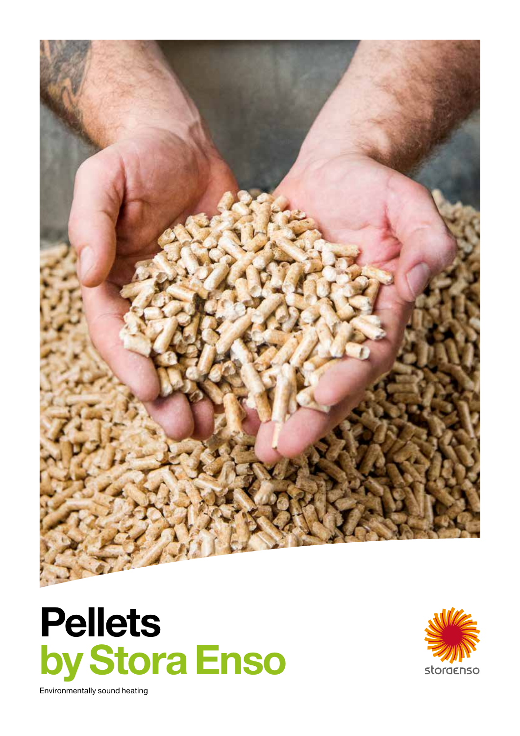# Pellets
# by Stora Enso

storaenso

Environmentally sound heating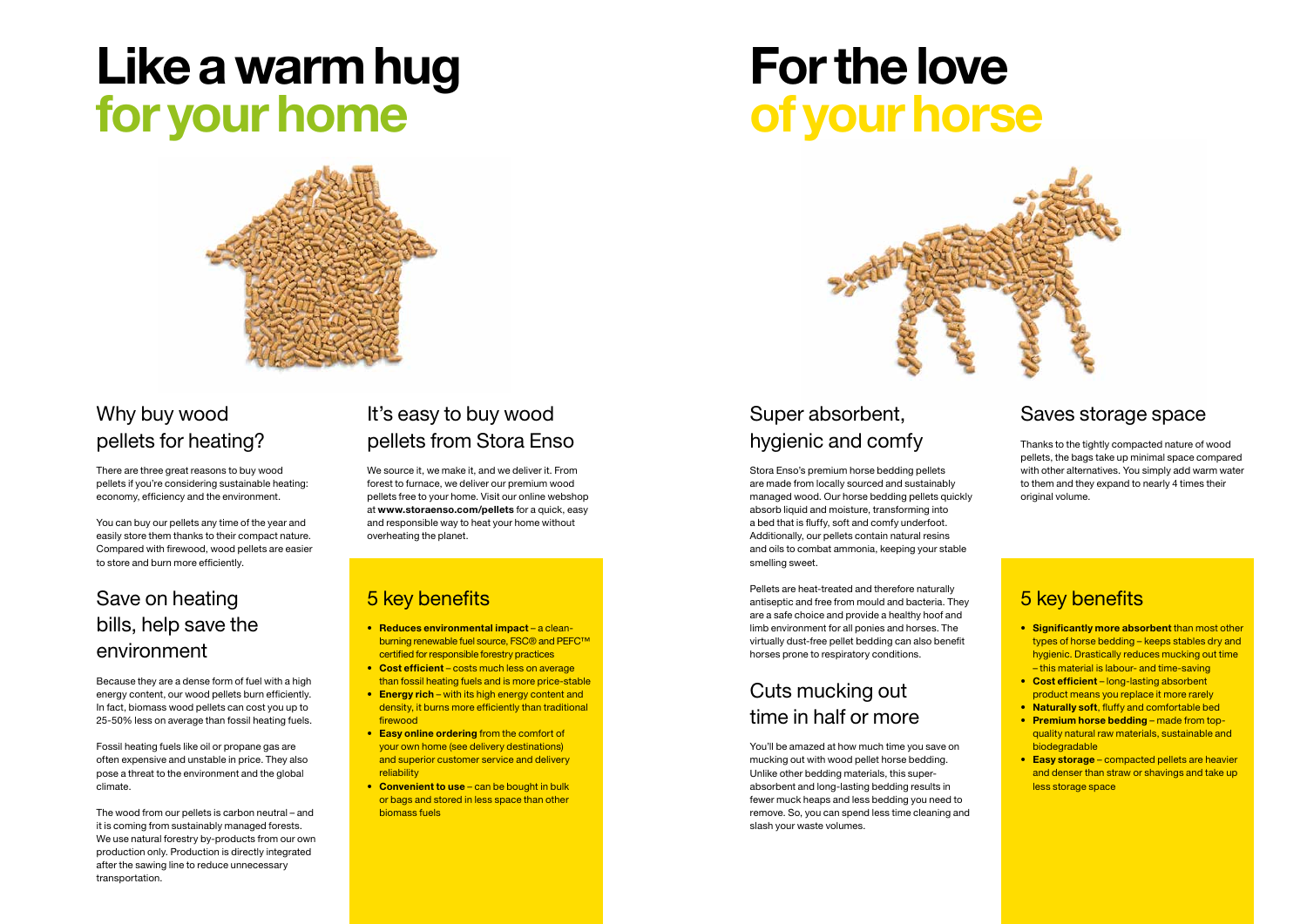# Like a warm hug for your home

## Why buy wood pellets for heating?

There are three great reasons to buy wood pellets if you're considering sustainable heating: economy, efficiency and the environment.

You can buy our pellets any time of the year and easily store them thanks to their compact nature. Compared with firewood, wood pellets are easier to store and burn more efficiently.

## Save on heating bills, help save the environment

Because they are a dense form of fuel with a high energy content, our wood pellets burn efficiently. In fact, biomass wood pellets can cost you up to 25-50% less on average than fossil heating fuels.

Fossil heating fuels like oil or propane gas are often expensive and unstable in price. They also pose a threat to the environment and the global climate.

The wood from our pellets is carbon neutral – and it is coming from sustainably managed forests. We use natural forestry by-products from our own production only. Production is directly integrated after the sawing line to reduce unnecessary transportation.

## It's easy to buy wood pellets from Stora Enso

We source it, we make it, and we deliver it. From forest to furnace, we deliver our premium wood pellets free to your home. Visit our online webshop at **www.storaenso.com/pellets** for a quick, easy and responsible way to heat your home without overheating the planet.

## 5 key benefits

- **Reduces environmental impact** – a clean-burning renewable fuel source, FSC® and PEFC™ certified for responsible forestry practices
- **Cost efficient** – costs much less on average than fossil heating fuels and is more price-stable
- **Energy rich** – with its high energy content and density, it burns more efficiently than traditional firewood
- **Easy online ordering** from the comfort of your own home (see delivery destinations) and superior customer service and delivery reliability
- **Convenient to use** – can be bought in bulk or bags and stored in less space than other biomass fuels

# For the love of your horse

## Super absorbent, hygienic and comfy

Stora Enso's premium horse bedding pellets are made from locally sourced and sustainably managed wood. Our horse bedding pellets quickly absorb liquid and moisture, transforming into a bed that is fluffy, soft and comfy underfoot. Additionally, our pellets contain natural resins and oils to combat ammonia, keeping your stable smelling sweet.

Pellets are heat-treated and therefore naturally antiseptic and free from mould and bacteria. They are a safe choice and provide a healthy hoof and limb environment for all ponies and horses. The virtually dust-free pellet bedding can also benefit horses prone to respiratory conditions.

## Cuts mucking out time in half or more

You'll be amazed at how much time you save on mucking out with wood pellet horse bedding. Unlike other bedding materials, this super-absorbent and long-lasting bedding results in fewer muck heaps and less bedding you need to remove. So, you can spend less time cleaning and slash your waste volumes.

## Saves storage space

Thanks to the tightly compacted nature of wood pellets, the bags take up minimal space compared with other alternatives. You simply add warm water to them and they expand to nearly 4 times their original volume.

## 5 key benefits

- **Significantly more absorbent** than most other types of horse bedding – keeps stables dry and hygienic. Drastically reduces mucking out time – this material is labour- and time-saving
- **Cost efficient** – long-lasting absorbent product means you replace it more rarely
- **Naturally soft**, fluffy and comfortable bed
- **Premium horse bedding** – made from top-quality natural raw materials, sustainable and biodegradable
- **Easy storage** – compacted pellets are heavier and denser than straw or shavings and take up less storage space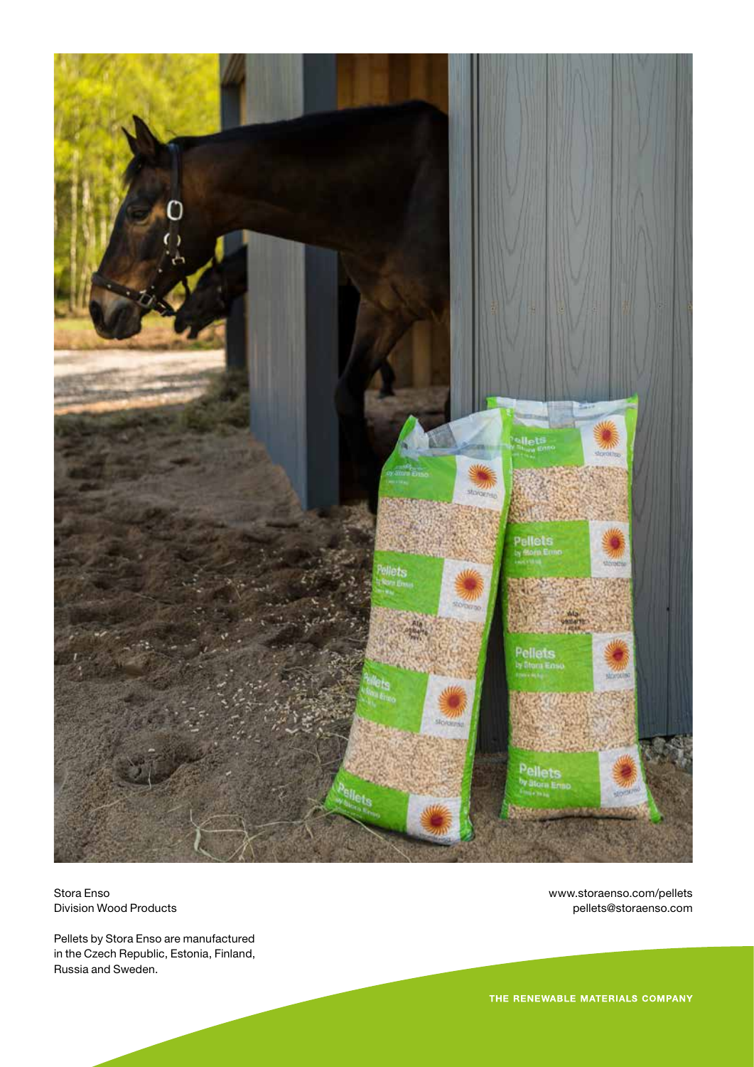Stora Enso
Division Wood Products

Pellets by Stora Enso are manufactured in the Czech Republic, Estonia, Finland, Russia and Sweden.

www.storaenso.com/pellets
pellets@storaenso.com

THE RENEWABLE MATERIALS COMPANY